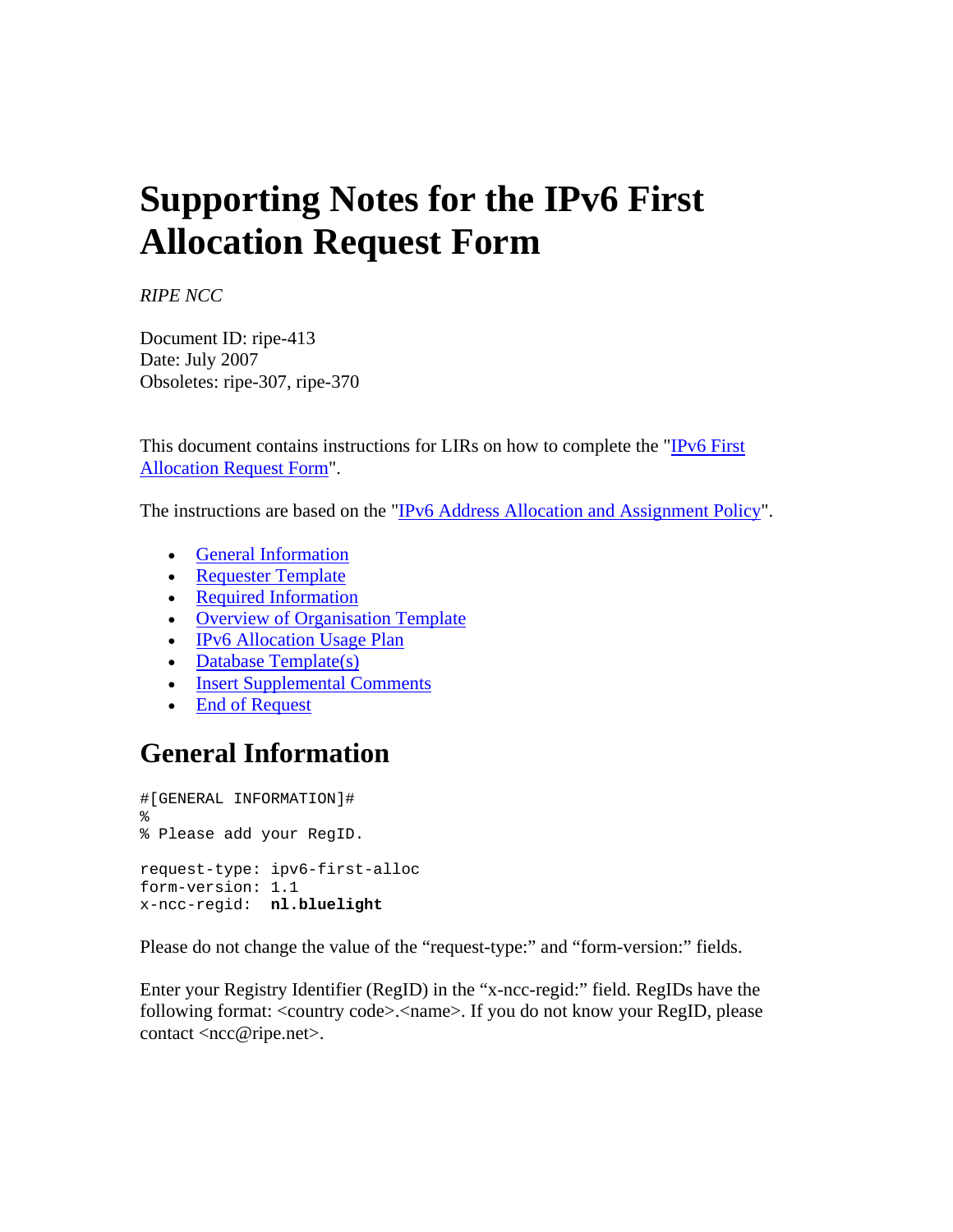# Supporting Notes for the IPv6 First Allocation Request Form

*RIPE NCC*

Document ID: ripe-413
Date: July 2007
Obsoletes: ripe-307, ripe-370

This document contains instructions for LIRs on how to complete the "[IPv6 First Allocation Request Form](#)".

The instructions are based on the "[IPv6 Address Allocation and Assignment Policy](#)".

- [General Information](#)
- [Requester Template](#)
- [Required Information](#)
- [Overview of Organisation Template](#)
- [IPv6 Allocation Usage Plan](#)
- [Database Template(s)](#)
- [Insert Supplemental Comments](#)
- [End of Request](#)

## General Information

```
#[GENERAL INFORMATION]#
%
% Please add your RegID.

request-type: ipv6-first-alloc
form-version: 1.1
x-ncc-regid:  nl.bluelight
```

Please do not change the value of the "request-type:" and "form-version:" fields.

Enter your Registry Identifier (RegID) in the "x-ncc-regid:" field. RegIDs have the following format: <country code>.<name>. If you do not know your RegID, please contact <ncc@ripe.net>.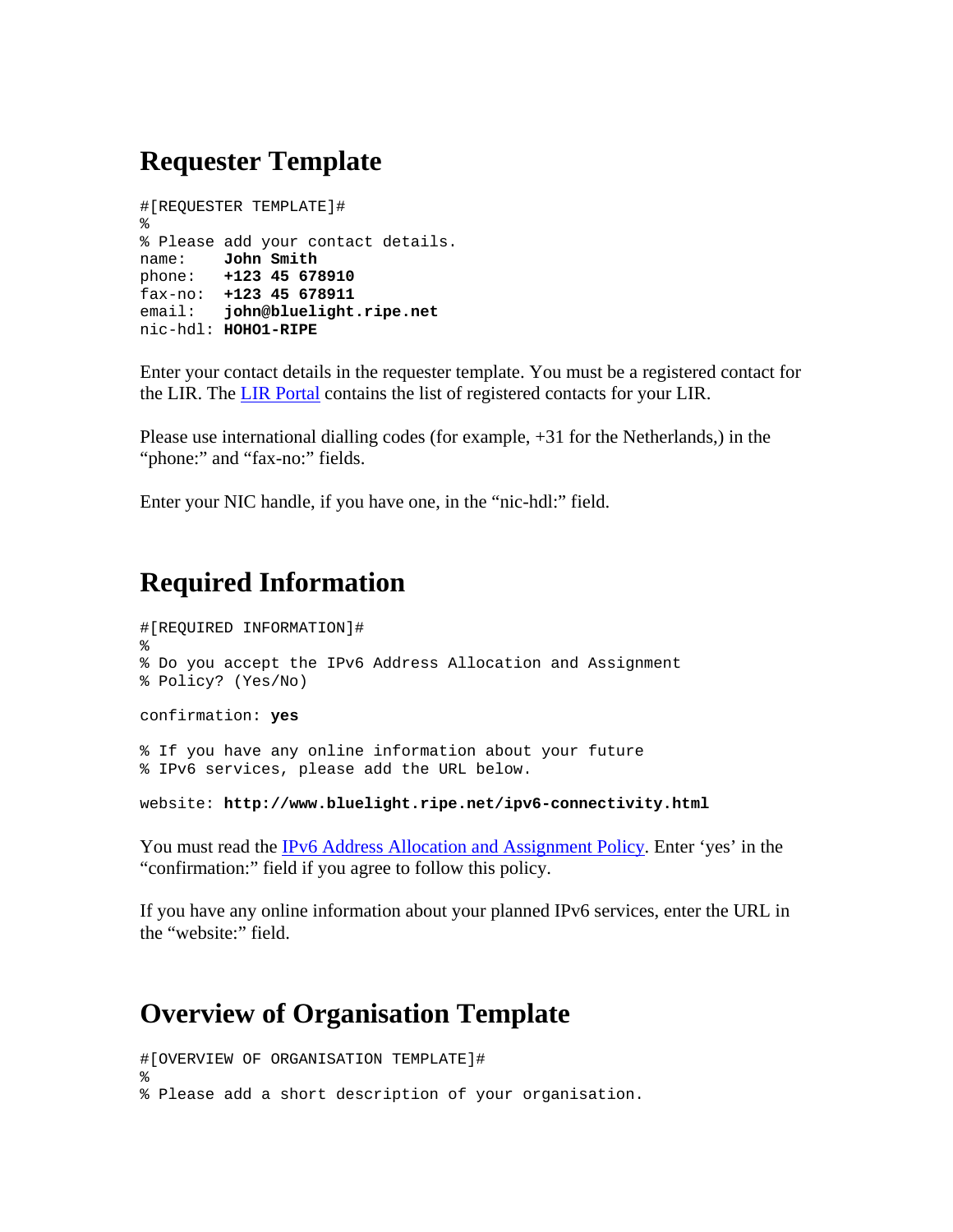## Requester Template

```
#[REQUESTER TEMPLATE]#
%
% Please add your contact details.
name:    John Smith
phone:   +123 45 678910
fax-no:  +123 45 678911
email:   john@bluelight.ripe.net
nic-hdl: HOHO1-RIPE
```

Enter your contact details in the requester template. You must be a registered contact for the LIR. The LIR Portal contains the list of registered contacts for your LIR.

Please use international dialling codes (for example, +31 for the Netherlands,) in the "phone:" and "fax-no:" fields.

Enter your NIC handle, if you have one, in the "nic-hdl:" field.

## Required Information

```
#[REQUIRED INFORMATION]#
%
% Do you accept the IPv6 Address Allocation and Assignment
% Policy? (Yes/No)

confirmation: yes

% If you have any online information about your future
% IPv6 services, please add the URL below.

website: http://www.bluelight.ripe.net/ipv6-connectivity.html
```

You must read the IPv6 Address Allocation and Assignment Policy. Enter 'yes' in the "confirmation:" field if you agree to follow this policy.

If you have any online information about your planned IPv6 services, enter the URL in the "website:" field.

## Overview of Organisation Template

```
#[OVERVIEW OF ORGANISATION TEMPLATE]#
%
% Please add a short description of your organisation.
```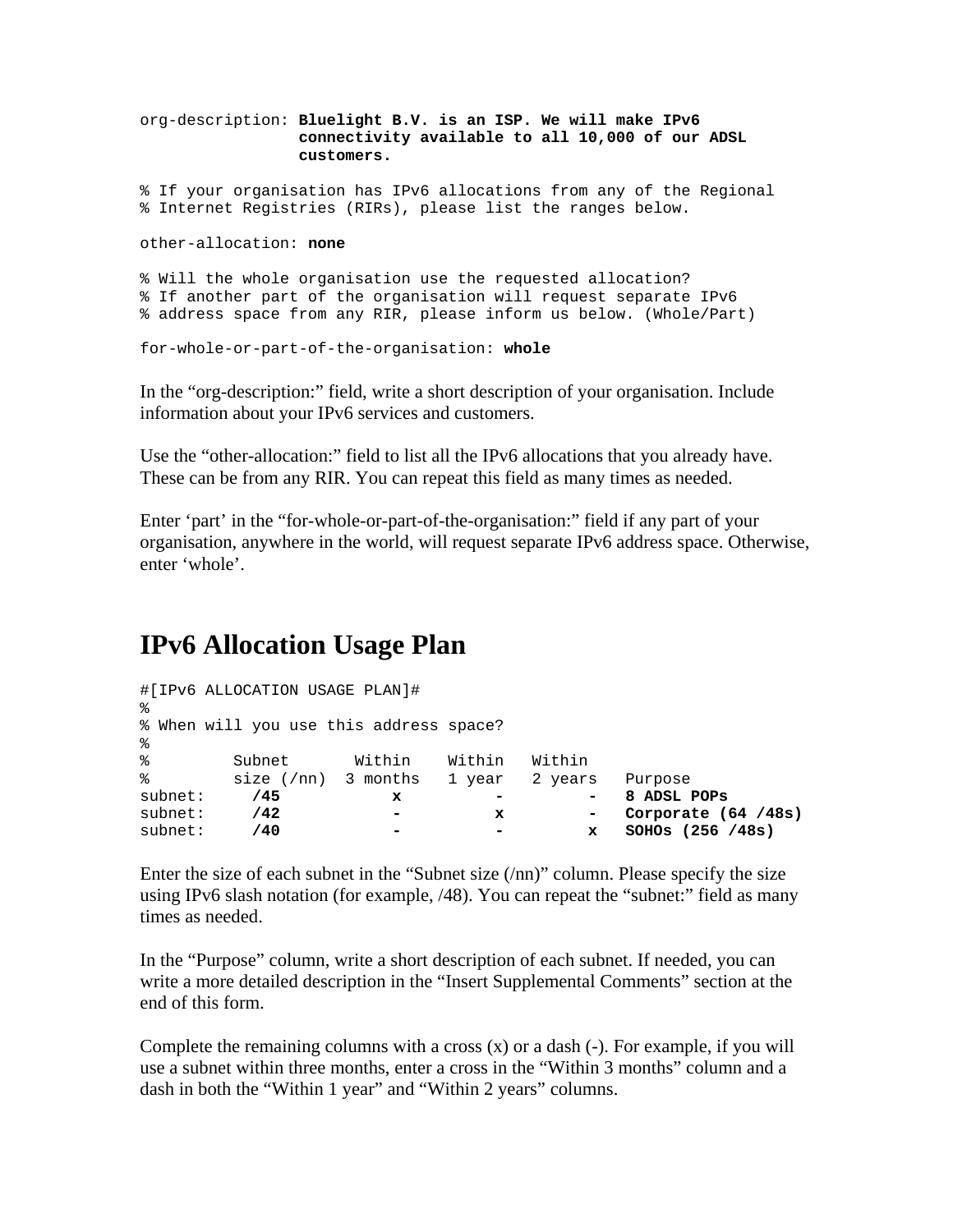```
org-description: Bluelight B.V. is an ISP. We will make IPv6
                 connectivity available to all 10,000 of our ADSL
                 customers.

% If your organisation has IPv6 allocations from any of the Regional
% Internet Registries (RIRs), please list the ranges below.

other-allocation: none

% Will the whole organisation use the requested allocation?
% If another part of the organisation will request separate IPv6
% address space from any RIR, please inform us below. (Whole/Part)

for-whole-or-part-of-the-organisation: whole
```

In the “org-description:” field, write a short description of your organisation. Include information about your IPv6 services and customers.

Use the “other-allocation:” field to list all the IPv6 allocations that you already have. These can be from any RIR. You can repeat this field as many times as needed.

Enter ‘part’ in the “for-whole-or-part-of-the-organisation:” field if any part of your organisation, anywhere in the world, will request separate IPv6 address space. Otherwise, enter ‘whole’.

## IPv6 Allocation Usage Plan

```
#[IPv6 ALLOCATION USAGE PLAN]#
%
% When will you use this address space?
%
%         Subnet      Within    Within   Within
%         size (/nn)  3 months  1 year   2 years   Purpose
subnet:    /45          x         -        -       8 ADSL POPs
subnet:    /42          -         x        -       Corporate (64 /48s)
subnet:    /40          -         -        x       SOHOs (256 /48s)
```

Enter the size of each subnet in the “Subnet size (/nn)” column. Please specify the size using IPv6 slash notation (for example, /48). You can repeat the “subnet:” field as many times as needed.

In the “Purpose” column, write a short description of each subnet. If needed, you can write a more detailed description in the “Insert Supplemental Comments” section at the end of this form.

Complete the remaining columns with a cross (x) or a dash (-). For example, if you will use a subnet within three months, enter a cross in the “Within 3 months” column and a dash in both the “Within 1 year” and “Within 2 years” columns.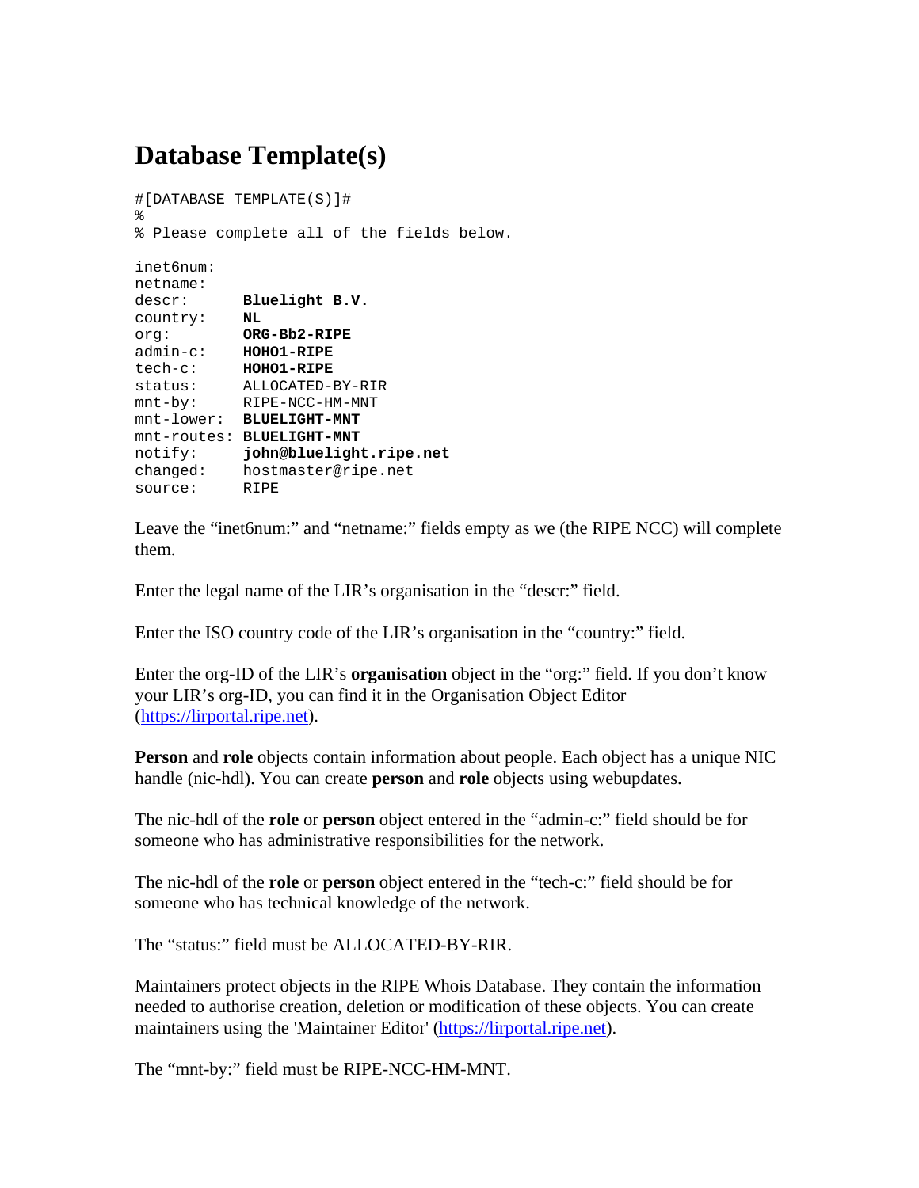# Database Template(s)

```
#[DATABASE TEMPLATE(S)]#
%
% Please complete all of the fields below.

inet6num:
netname:
descr:       Bluelight B.V.
country:     NL
org:         ORG-Bb2-RIPE
admin-c:     HOHO1-RIPE
tech-c:      HOHO1-RIPE
status:      ALLOCATED-BY-RIR
mnt-by:      RIPE-NCC-HM-MNT
mnt-lower:   BLUELIGHT-MNT
mnt-routes:  BLUELIGHT-MNT
notify:      john@bluelight.ripe.net
changed:     hostmaster@ripe.net
source:      RIPE
```

Leave the “inet6num:” and “netname:” fields empty as we (the RIPE NCC) will complete them.

Enter the legal name of the LIR’s organisation in the “descr:” field.

Enter the ISO country code of the LIR’s organisation in the “country:” field.

Enter the org-ID of the LIR’s **organisation** object in the “org:” field. If you don’t know your LIR’s org-ID, you can find it in the Organisation Object Editor (https://lirportal.ripe.net).

**Person** and **role** objects contain information about people. Each object has a unique NIC handle (nic-hdl). You can create **person** and **role** objects using webupdates.

The nic-hdl of the **role** or **person** object entered in the “admin-c:” field should be for someone who has administrative responsibilities for the network.

The nic-hdl of the **role** or **person** object entered in the “tech-c:” field should be for someone who has technical knowledge of the network.

The “status:” field must be ALLOCATED-BY-RIR.

Maintainers protect objects in the RIPE Whois Database. They contain the information needed to authorise creation, deletion or modification of these objects. You can create maintainers using the 'Maintainer Editor' (https://lirportal.ripe.net).

The “mnt-by:” field must be RIPE-NCC-HM-MNT.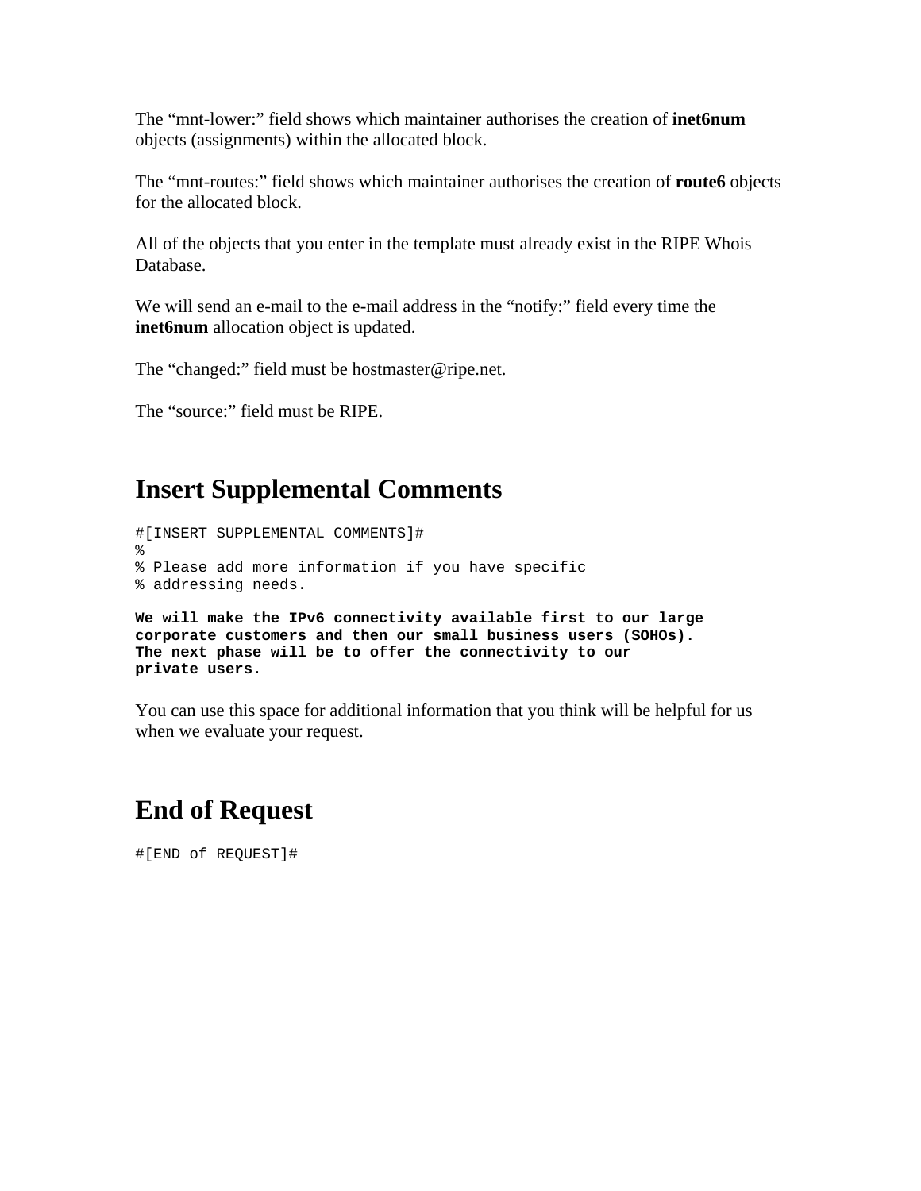The “mnt-lower:” field shows which maintainer authorises the creation of **inet6num** objects (assignments) within the allocated block.

The “mnt-routes:” field shows which maintainer authorises the creation of **route6** objects for the allocated block.

All of the objects that you enter in the template must already exist in the RIPE Whois Database.

We will send an e-mail to the e-mail address in the “notify:” field every time the **inet6num** allocation object is updated.

The “changed:” field must be hostmaster@ripe.net.

The “source:” field must be RIPE.

## Insert Supplemental Comments

```
#[INSERT SUPPLEMENTAL COMMENTS]#
%
% Please add more information if you have specific
% addressing needs.
```

```
We will make the IPv6 connectivity available first to our large
corporate customers and then our small business users (SOHOs).
The next phase will be to offer the connectivity to our
private users.
```

You can use this space for additional information that you think will be helpful for us when we evaluate your request.

## End of Request

```
#[END of REQUEST]#
```